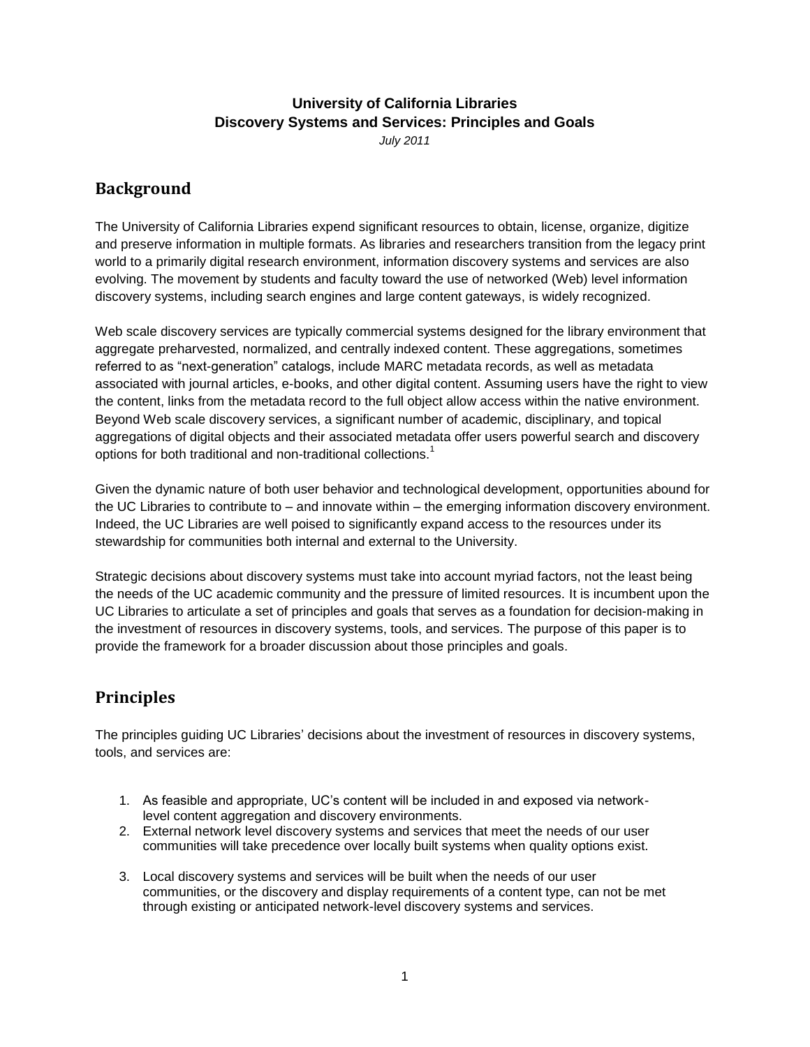**University of California Libraries**
**Discovery Systems and Services: Principles and Goals**
*July 2011*

## Background

The University of California Libraries expend significant resources to obtain, license, organize, digitize and preserve information in multiple formats. As libraries and researchers transition from the legacy print world to a primarily digital research environment, information discovery systems and services are also evolving. The movement by students and faculty toward the use of networked (Web) level information discovery systems, including search engines and large content gateways, is widely recognized.

Web scale discovery services are typically commercial systems designed for the library environment that aggregate preharvested, normalized, and centrally indexed content. These aggregations, sometimes referred to as "next-generation" catalogs, include MARC metadata records, as well as metadata associated with journal articles, e-books, and other digital content. Assuming users have the right to view the content, links from the metadata record to the full object allow access within the native environment. Beyond Web scale discovery services, a significant number of academic, disciplinary, and topical aggregations of digital objects and their associated metadata offer users powerful search and discovery options for both traditional and non-traditional collections.[1]

Given the dynamic nature of both user behavior and technological development, opportunities abound for the UC Libraries to contribute to – and innovate within – the emerging information discovery environment. Indeed, the UC Libraries are well poised to significantly expand access to the resources under its stewardship for communities both internal and external to the University.

Strategic decisions about discovery systems must take into account myriad factors, not the least being the needs of the UC academic community and the pressure of limited resources. It is incumbent upon the UC Libraries to articulate a set of principles and goals that serves as a foundation for decision-making in the investment of resources in discovery systems, tools, and services. The purpose of this paper is to provide the framework for a broader discussion about those principles and goals.

## Principles

The principles guiding UC Libraries' decisions about the investment of resources in discovery systems, tools, and services are:

1. As feasible and appropriate, UC's content will be included in and exposed via network-level content aggregation and discovery environments.
2. External network level discovery systems and services that meet the needs of our user communities will take precedence over locally built systems when quality options exist.
3. Local discovery systems and services will be built when the needs of our user communities, or the discovery and display requirements of a content type, can not be met through existing or anticipated network-level discovery systems and services.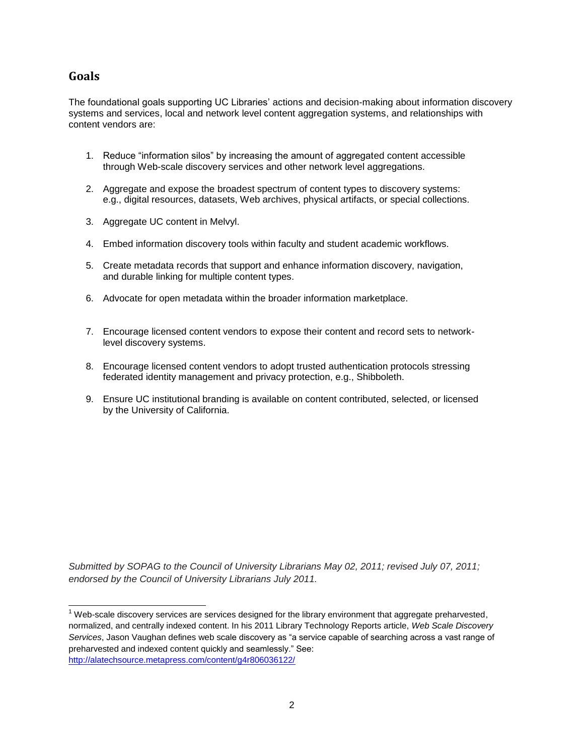## Goals

The foundational goals supporting UC Libraries' actions and decision-making about information discovery systems and services, local and network level content aggregation systems, and relationships with content vendors are:

1. Reduce "information silos" by increasing the amount of aggregated content accessible through Web-scale discovery services and other network level aggregations.
2. Aggregate and expose the broadest spectrum of content types to discovery systems: e.g., digital resources, datasets, Web archives, physical artifacts, or special collections.
3. Aggregate UC content in Melvyl.
4. Embed information discovery tools within faculty and student academic workflows.
5. Create metadata records that support and enhance information discovery, navigation, and durable linking for multiple content types.
6. Advocate for open metadata within the broader information marketplace.
7. Encourage licensed content vendors to expose their content and record sets to network-level discovery systems.
8. Encourage licensed content vendors to adopt trusted authentication protocols stressing federated identity management and privacy protection, e.g., Shibboleth.
9. Ensure UC institutional branding is available on content contributed, selected, or licensed by the University of California.

*Submitted by SOPAG to the Council of University Librarians May 02, 2011; revised July 07, 2011; endorsed by the Council of University Librarians July 2011.*

---

[1] Web-scale discovery services are services designed for the library environment that aggregate preharvested, normalized, and centrally indexed content. In his 2011 Library Technology Reports article, *Web Scale Discovery Services*, Jason Vaughan defines web scale discovery as "a service capable of searching across a vast range of preharvested and indexed content quickly and seamlessly." See: http://alatechsource.metapress.com/content/g4r806036122/